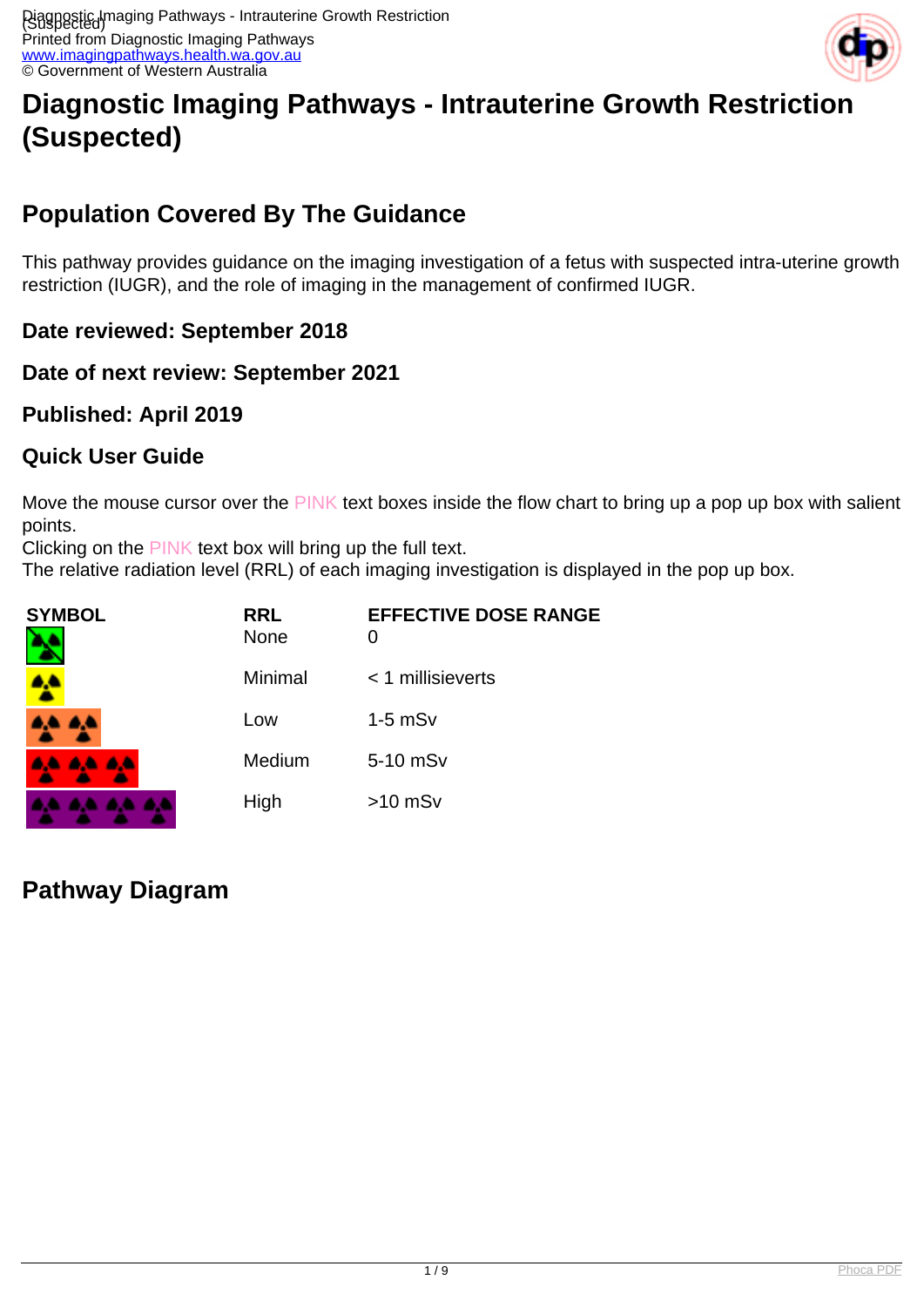# Diagnostic Imaging Pathways - Intrauterine Growth Restriction (Suspected)

## Population Covered By The Guidance

This pathway provides guidance on the imaging investigation of a fetus with suspected intra-uterine growth restriction (IUGR), and the role of imaging in the management of confirmed IUGR.

### Date reviewed: September 2018

### Date of next review: September 2021

### Published: April 2019

### Quick User Guide

Move the mouse cursor over the PINK text boxes inside the flow chart to bring up a pop up box with salient points.
Clicking on the PINK text box will bring up the full text.
The relative radiation level (RRL) of each imaging investigation is displayed in the pop up box.

| SYMBOL | RRL | EFFECTIVE DOSE RANGE |
| --- | --- | --- |
| | None | 0 |
| | Minimal | < 1 millisieverts |
| | Low | 1-5 mSv |
| | Medium | 5-10 mSv |
| | High | >10 mSv |

## Pathway Diagram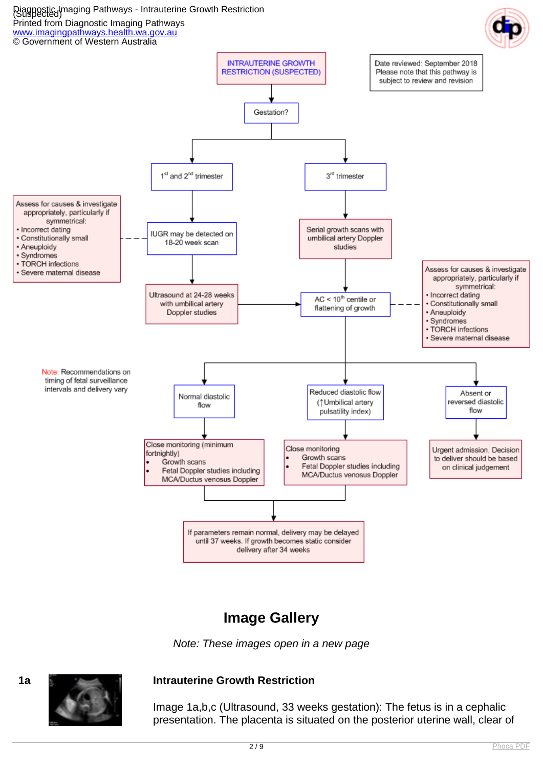INTRAUTERINE GROWTH RESTRICTION (SUSPECTED)

Date reviewed: September 2018
Please note that this pathway is subject to review and revision

Gestation?

**1st and 2nd trimester**

IUGR may be detected on 18-20 week scan

Assess for causes & investigate appropriately, particularly if symmetrical:

- Incorrect dating
- Constitutionally small
- Aneuploidy
- Syndromes
- TORCH infections
- Severe maternal disease

Ultrasound at 24-28 weeks with umbilical artery Doppler studies

**3rd trimester**

Serial growth scans with umbilical artery Doppler studies

AC < 10th centile or flattening of growth

Assess for causes & investigate appropriately, particularly if symmetrical:

- Incorrect dating
- Constitutionally small
- Aneuploidy
- Syndromes
- TORCH infections
- Severe maternal disease

Note: Recommendations on timing of fetal surveillance intervals and delivery vary

**Normal diastolic flow**

Close monitoring (minimum fortnightly)

- Growth scans
- Fetal Doppler studies including MCA/Ductus venosus Doppler

**Reduced diastolic flow (↑Umbilical artery pulsatility index)**

Close monitoring

- Growth scans
- Fetal Doppler studies including MCA/Ductus venosus Doppler

If parameters remain normal, delivery may be delayed until 37 weeks. If growth becomes static consider delivery after 34 weeks

**Absent or reversed diastolic flow**

Urgent admission. Decision to deliver should be based on clinical judgement

## Image Gallery

*Note: These images open in a new page*

**1a**

**Intrauterine Growth Restriction**

Image 1a,b,c (Ultrasound, 33 weeks gestation): The fetus is in a cephalic presentation. The placenta is situated on the posterior uterine wall, clear of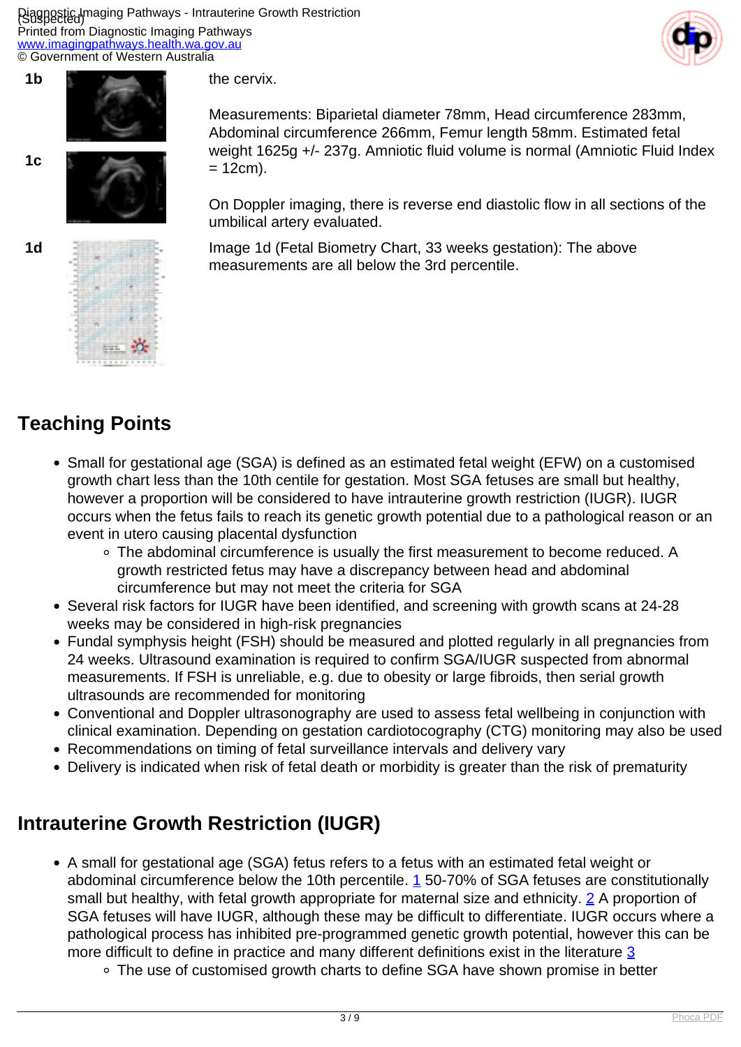**1b**

the cervix.

Measurements: Biparietal diameter 78mm, Head circumference 283mm, Abdominal circumference 266mm, Femur length 58mm. Estimated fetal weight 1625g +/- 237g. Amniotic fluid volume is normal (Amniotic Fluid Index = 12cm).

**1c**

On Doppler imaging, there is reverse end diastolic flow in all sections of the umbilical artery evaluated.

**1d**

Image 1d (Fetal Biometry Chart, 33 weeks gestation): The above measurements are all below the 3rd percentile.

## Teaching Points

- Small for gestational age (SGA) is defined as an estimated fetal weight (EFW) on a customised growth chart less than the 10th centile for gestation. Most SGA fetuses are small but healthy, however a proportion will be considered to have intrauterine growth restriction (IUGR). IUGR occurs when the fetus fails to reach its genetic growth potential due to a pathological reason or an event in utero causing placental dysfunction
    - The abdominal circumference is usually the first measurement to become reduced. A growth restricted fetus may have a discrepancy between head and abdominal circumference but may not meet the criteria for SGA
- Several risk factors for IUGR have been identified, and screening with growth scans at 24-28 weeks may be considered in high-risk pregnancies
- Fundal symphysis height (FSH) should be measured and plotted regularly in all pregnancies from 24 weeks. Ultrasound examination is required to confirm SGA/IUGR suspected from abnormal measurements. If FSH is unreliable, e.g. due to obesity or large fibroids, then serial growth ultrasounds are recommended for monitoring
- Conventional and Doppler ultrasonography are used to assess fetal wellbeing in conjunction with clinical examination. Depending on gestation cardiotocography (CTG) monitoring may also be used
- Recommendations on timing of fetal surveillance intervals and delivery vary
- Delivery is indicated when risk of fetal death or morbidity is greater than the risk of prematurity

## Intrauterine Growth Restriction (IUGR)

- A small for gestational age (SGA) fetus refers to a fetus with an estimated fetal weight or abdominal circumference below the 10th percentile. [1] 50-70% of SGA fetuses are constitutionally small but healthy, with fetal growth appropriate for maternal size and ethnicity. [2] A proportion of SGA fetuses will have IUGR, although these may be difficult to differentiate. IUGR occurs where a pathological process has inhibited pre-programmed genetic growth potential, however this can be more difficult to define in practice and many different definitions exist in the literature [3]
    - The use of customised growth charts to define SGA have shown promise in better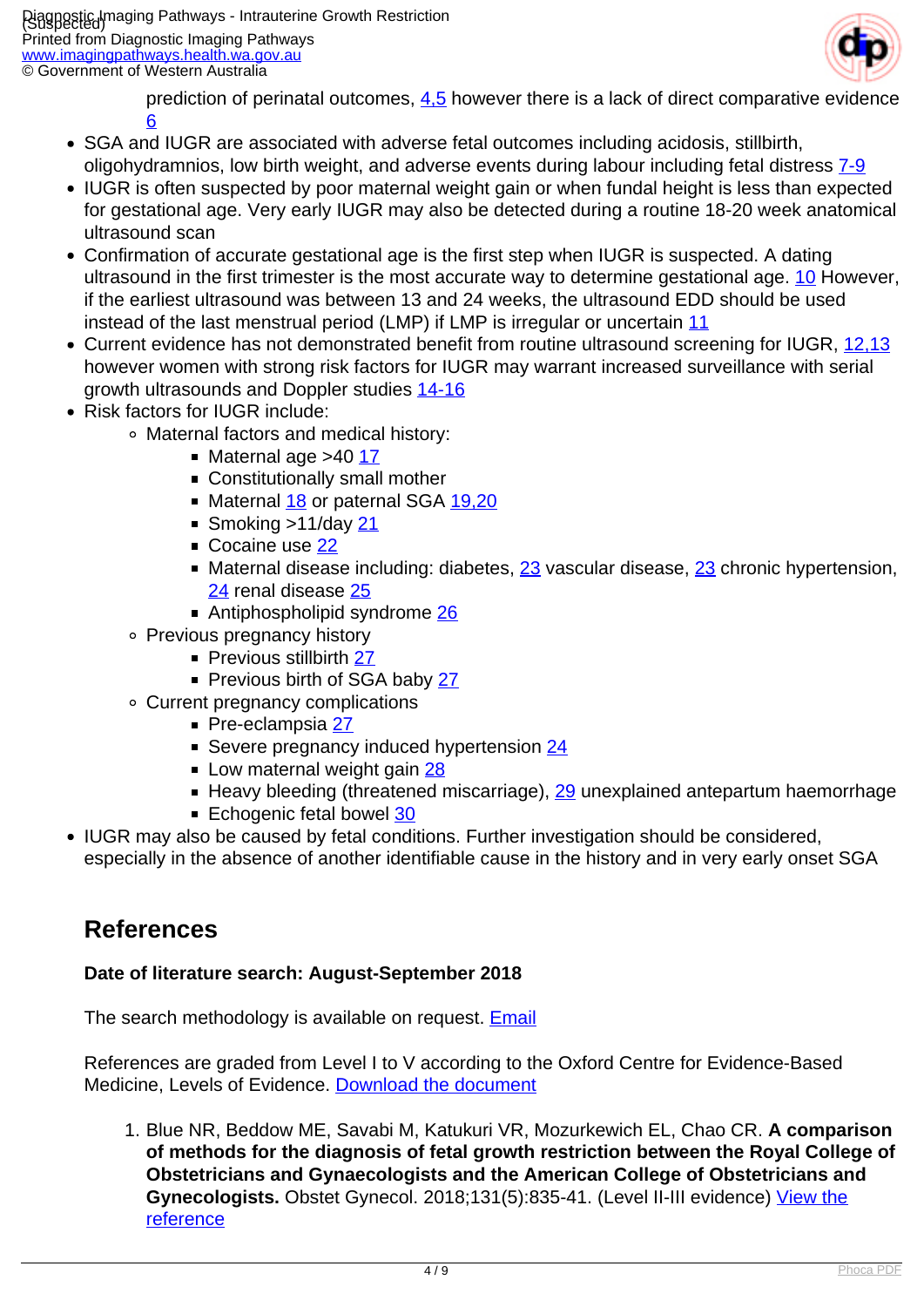prediction of perinatal outcomes, 4,5 however there is a lack of direct comparative evidence 6

- SGA and IUGR are associated with adverse fetal outcomes including acidosis, stillbirth, oligohydramnios, low birth weight, and adverse events during labour including fetal distress 7-9
- IUGR is often suspected by poor maternal weight gain or when fundal height is less than expected for gestational age. Very early IUGR may also be detected during a routine 18-20 week anatomical ultrasound scan
- Confirmation of accurate gestational age is the first step when IUGR is suspected. A dating ultrasound in the first trimester is the most accurate way to determine gestational age. 10 However, if the earliest ultrasound was between 13 and 24 weeks, the ultrasound EDD should be used instead of the last menstrual period (LMP) if LMP is irregular or uncertain 11
- Current evidence has not demonstrated benefit from routine ultrasound screening for IUGR, 12,13 however women with strong risk factors for IUGR may warrant increased surveillance with serial growth ultrasounds and Doppler studies 14-16
- Risk factors for IUGR include:
  - Maternal factors and medical history:
    - Maternal age >40 17
    - Constitutionally small mother
    - Maternal 18 or paternal SGA 19,20
    - Smoking >11/day 21
    - Cocaine use 22
    - Maternal disease including: diabetes, 23 vascular disease, 23 chronic hypertension, 24 renal disease 25
    - Antiphospholipid syndrome 26
  - Previous pregnancy history
    - Previous stillbirth 27
    - Previous birth of SGA baby 27
  - Current pregnancy complications
    - Pre-eclampsia 27
    - Severe pregnancy induced hypertension 24
    - Low maternal weight gain 28
    - Heavy bleeding (threatened miscarriage), 29 unexplained antepartum haemorrhage
    - Echogenic fetal bowel 30
- IUGR may also be caused by fetal conditions. Further investigation should be considered, especially in the absence of another identifiable cause in the history and in very early onset SGA

## References

**Date of literature search: August-September 2018**

The search methodology is available on request. Email

References are graded from Level I to V according to the Oxford Centre for Evidence-Based Medicine, Levels of Evidence. Download the document

1. Blue NR, Beddow ME, Savabi M, Katukuri VR, Mozurkewich EL, Chao CR. **A comparison of methods for the diagnosis of fetal growth restriction between the Royal College of Obstetricians and Gynaecologists and the American College of Obstetricians and Gynecologists.** Obstet Gynecol. 2018;131(5):835-41. (Level II-III evidence) View the reference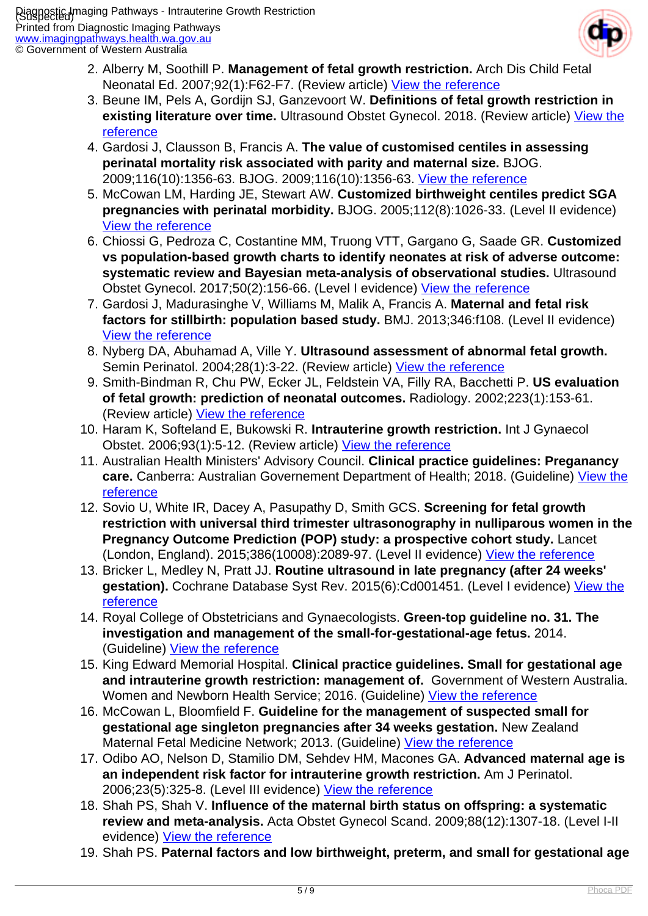2. Alberry M, Soothill P. **Management of fetal growth restriction.** Arch Dis Child Fetal Neonatal Ed. 2007;92(1):F62-F7. (Review article) View the reference
3. Beune IM, Pels A, Gordijn SJ, Ganzevoort W. **Definitions of fetal growth restriction in existing literature over time.** Ultrasound Obstet Gynecol. 2018. (Review article) View the reference
4. Gardosi J, Clausson B, Francis A. **The value of customised centiles in assessing perinatal mortality risk associated with parity and maternal size.** BJOG. 2009;116(10):1356-63. BJOG. 2009;116(10):1356-63. View the reference
5. McCowan LM, Harding JE, Stewart AW. **Customized birthweight centiles predict SGA pregnancies with perinatal morbidity.** BJOG. 2005;112(8):1026-33. (Level II evidence) View the reference
6. Chiossi G, Pedroza C, Costantine MM, Truong VTT, Gargano G, Saade GR. **Customized vs population-based growth charts to identify neonates at risk of adverse outcome: systematic review and Bayesian meta-analysis of observational studies.** Ultrasound Obstet Gynecol. 2017;50(2):156-66. (Level I evidence) View the reference
7. Gardosi J, Madurasinghe V, Williams M, Malik A, Francis A. **Maternal and fetal risk factors for stillbirth: population based study.** BMJ. 2013;346:f108. (Level II evidence) View the reference
8. Nyberg DA, Abuhamad A, Ville Y. **Ultrasound assessment of abnormal fetal growth.** Semin Perinatol. 2004;28(1):3-22. (Review article) View the reference
9. Smith-Bindman R, Chu PW, Ecker JL, Feldstein VA, Filly RA, Bacchetti P. **US evaluation of fetal growth: prediction of neonatal outcomes.** Radiology. 2002;223(1):153-61. (Review article) View the reference
10. Haram K, Softeland E, Bukowski R. **Intrauterine growth restriction.** Int J Gynaecol Obstet. 2006;93(1):5-12. (Review article) View the reference
11. Australian Health Ministers' Advisory Council. **Clinical practice guidelines: Preganancy care.** Canberra: Australian Governement Department of Health; 2018. (Guideline) View the reference
12. Sovio U, White IR, Dacey A, Pasupathy D, Smith GCS. **Screening for fetal growth restriction with universal third trimester ultrasonography in nulliparous women in the Pregnancy Outcome Prediction (POP) study: a prospective cohort study.** Lancet (London, England). 2015;386(10008):2089-97. (Level II evidence) View the reference
13. Bricker L, Medley N, Pratt JJ. **Routine ultrasound in late pregnancy (after 24 weeks' gestation).** Cochrane Database Syst Rev. 2015(6):Cd001451. (Level I evidence) View the reference
14. Royal College of Obstetricians and Gynaecologists. **Green-top guideline no. 31. The investigation and management of the small-for-gestational-age fetus.** 2014. (Guideline) View the reference
15. King Edward Memorial Hospital. **Clinical practice guidelines. Small for gestational age and intrauterine growth restriction: management of.** Government of Western Australia. Women and Newborn Health Service; 2016. (Guideline) View the reference
16. McCowan L, Bloomfield F. **Guideline for the management of suspected small for gestational age singleton pregnancies after 34 weeks gestation.** New Zealand Maternal Fetal Medicine Network; 2013. (Guideline) View the reference
17. Odibo AO, Nelson D, Stamilio DM, Sehdev HM, Macones GA. **Advanced maternal age is an independent risk factor for intrauterine growth restriction.** Am J Perinatol. 2006;23(5):325-8. (Level III evidence) View the reference
18. Shah PS, Shah V. **Influence of the maternal birth status on offspring: a systematic review and meta-analysis.** Acta Obstet Gynecol Scand. 2009;88(12):1307-18. (Level I-II evidence) View the reference
19. Shah PS. **Paternal factors and low birthweight, preterm, and small for gestational age**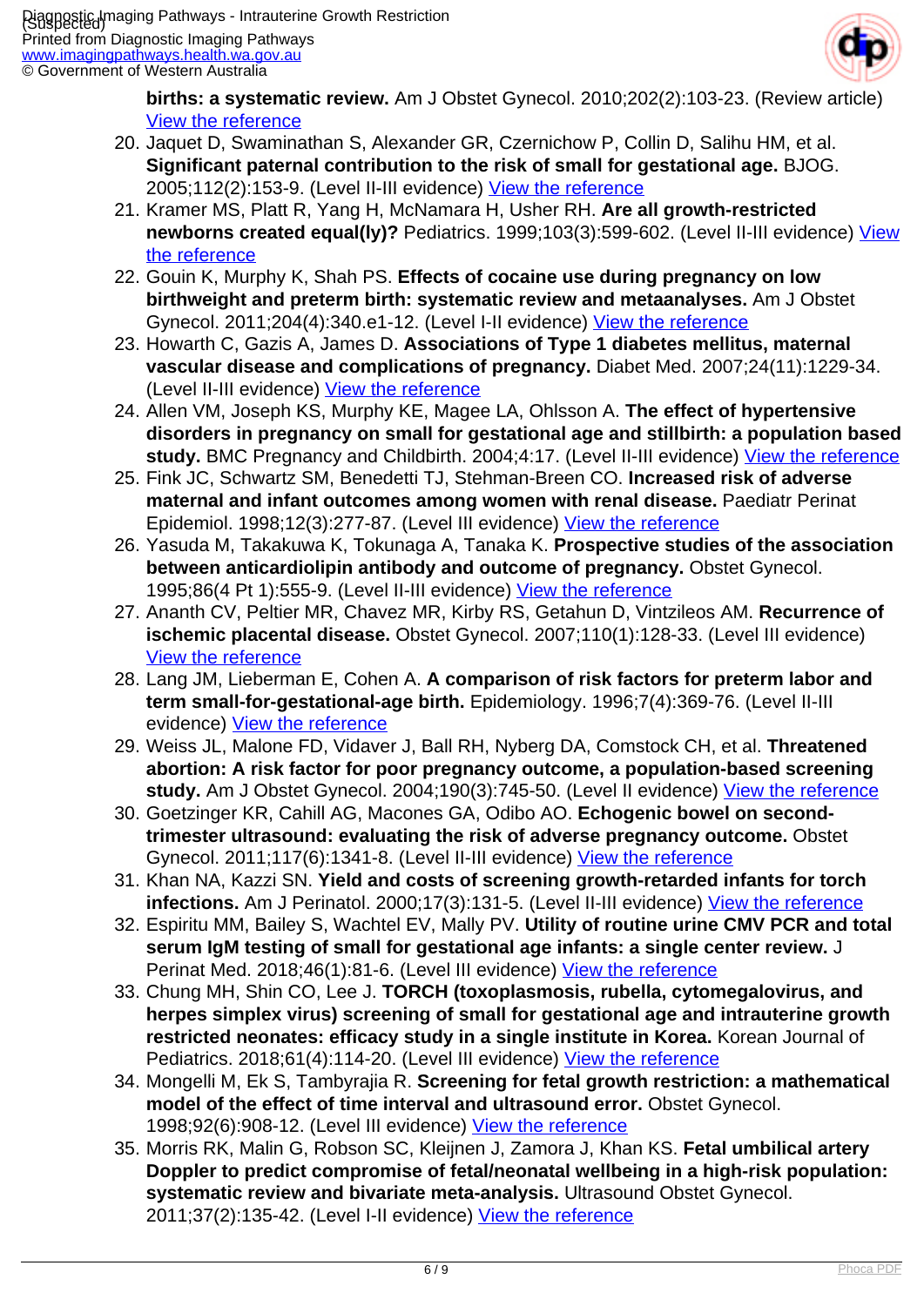**births: a systematic review.** Am J Obstet Gynecol. 2010;202(2):103-23. (Review article) [View the reference]

20. Jaquet D, Swaminathan S, Alexander GR, Czernichow P, Collin D, Salihu HM, et al. **Significant paternal contribution to the risk of small for gestational age.** BJOG. 2005;112(2):153-9. (Level II-III evidence) [View the reference]
21. Kramer MS, Platt R, Yang H, McNamara H, Usher RH. **Are all growth-restricted newborns created equal(ly)?** Pediatrics. 1999;103(3):599-602. (Level II-III evidence) [View the reference]
22. Gouin K, Murphy K, Shah PS. **Effects of cocaine use during pregnancy on low birthweight and preterm birth: systematic review and metaanalyses.** Am J Obstet Gynecol. 2011;204(4):340.e1-12. (Level I-II evidence) [View the reference]
23. Howarth C, Gazis A, James D. **Associations of Type 1 diabetes mellitus, maternal vascular disease and complications of pregnancy.** Diabet Med. 2007;24(11):1229-34. (Level II-III evidence) [View the reference]
24. Allen VM, Joseph KS, Murphy KE, Magee LA, Ohlsson A. **The effect of hypertensive disorders in pregnancy on small for gestational age and stillbirth: a population based study.** BMC Pregnancy and Childbirth. 2004;4:17. (Level II-III evidence) [View the reference]
25. Fink JC, Schwartz SM, Benedetti TJ, Stehman-Breen CO. **Increased risk of adverse maternal and infant outcomes among women with renal disease.** Paediatr Perinat Epidemiol. 1998;12(3):277-87. (Level III evidence) [View the reference]
26. Yasuda M, Takakuwa K, Tokunaga A, Tanaka K. **Prospective studies of the association between anticardiolipin antibody and outcome of pregnancy.** Obstet Gynecol. 1995;86(4 Pt 1):555-9. (Level II-III evidence) [View the reference]
27. Ananth CV, Peltier MR, Chavez MR, Kirby RS, Getahun D, Vintzileos AM. **Recurrence of ischemic placental disease.** Obstet Gynecol. 2007;110(1):128-33. (Level III evidence) [View the reference]
28. Lang JM, Lieberman E, Cohen A. **A comparison of risk factors for preterm labor and term small-for-gestational-age birth.** Epidemiology. 1996;7(4):369-76. (Level II-III evidence) [View the reference]
29. Weiss JL, Malone FD, Vidaver J, Ball RH, Nyberg DA, Comstock CH, et al. **Threatened abortion: A risk factor for poor pregnancy outcome, a population-based screening study.** Am J Obstet Gynecol. 2004;190(3):745-50. (Level II evidence) [View the reference]
30. Goetzinger KR, Cahill AG, Macones GA, Odibo AO. **Echogenic bowel on second-trimester ultrasound: evaluating the risk of adverse pregnancy outcome.** Obstet Gynecol. 2011;117(6):1341-8. (Level II-III evidence) [View the reference]
31. Khan NA, Kazzi SN. **Yield and costs of screening growth-retarded infants for torch infections.** Am J Perinatol. 2000;17(3):131-5. (Level II-III evidence) [View the reference]
32. Espiritu MM, Bailey S, Wachtel EV, Mally PV. **Utility of routine urine CMV PCR and total serum IgM testing of small for gestational age infants: a single center review.** J Perinat Med. 2018;46(1):81-6. (Level III evidence) [View the reference]
33. Chung MH, Shin CO, Lee J. **TORCH (toxoplasmosis, rubella, cytomegalovirus, and herpes simplex virus) screening of small for gestational age and intrauterine growth restricted neonates: efficacy study in a single institute in Korea.** Korean Journal of Pediatrics. 2018;61(4):114-20. (Level III evidence) [View the reference]
34. Mongelli M, Ek S, Tambyrajia R. **Screening for fetal growth restriction: a mathematical model of the effect of time interval and ultrasound error.** Obstet Gynecol. 1998;92(6):908-12. (Level III evidence) [View the reference]
35. Morris RK, Malin G, Robson SC, Kleijnen J, Zamora J, Khan KS. **Fetal umbilical artery Doppler to predict compromise of fetal/neonatal wellbeing in a high-risk population: systematic review and bivariate meta-analysis.** Ultrasound Obstet Gynecol. 2011;37(2):135-42. (Level I-II evidence) [View the reference]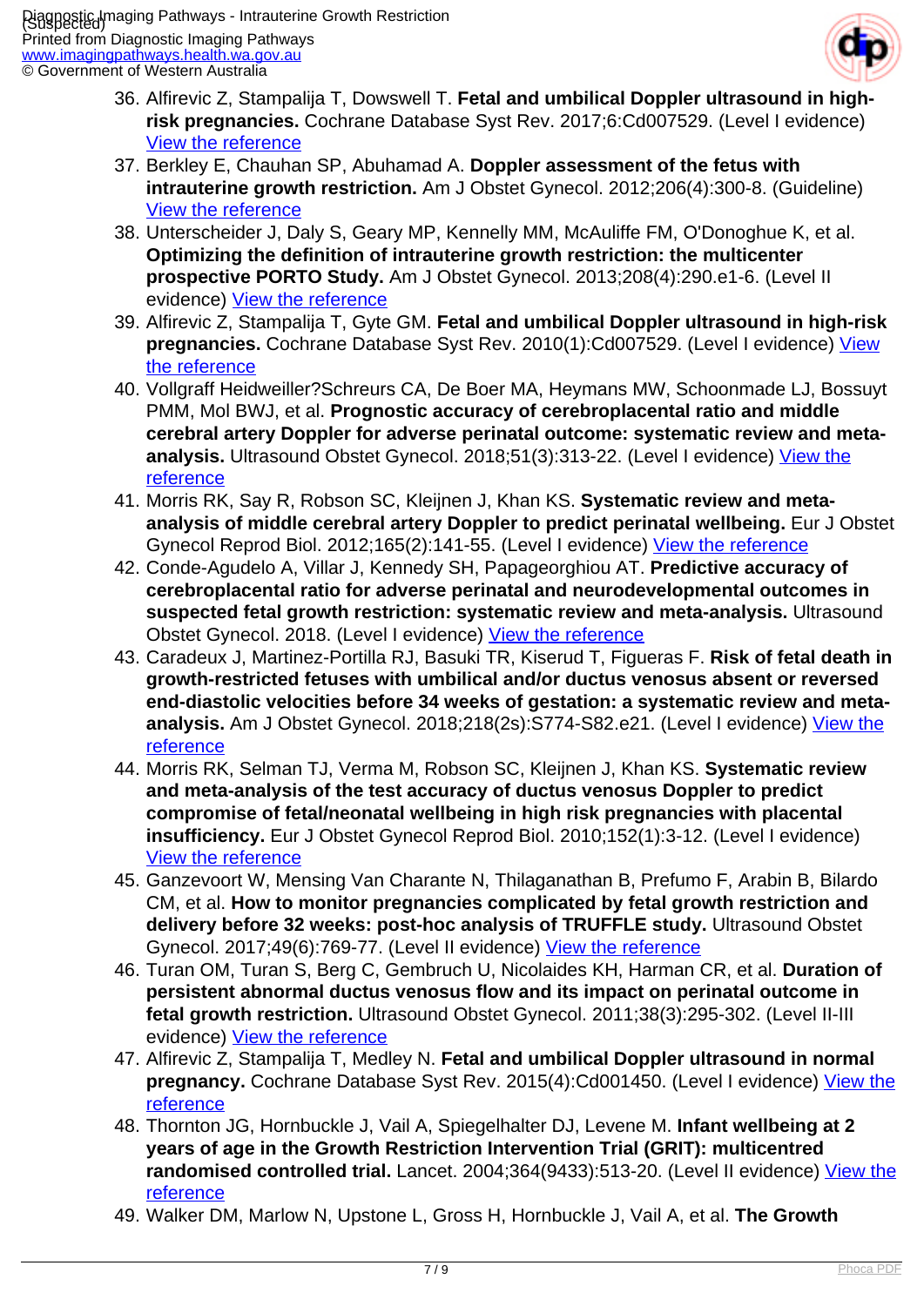36. Alfirevic Z, Stampalija T, Dowswell T. **Fetal and umbilical Doppler ultrasound in high-risk pregnancies.** Cochrane Database Syst Rev. 2017;6:Cd007529. (Level I evidence) View the reference
37. Berkley E, Chauhan SP, Abuhamad A. **Doppler assessment of the fetus with intrauterine growth restriction.** Am J Obstet Gynecol. 2012;206(4):300-8. (Guideline) View the reference
38. Unterscheider J, Daly S, Geary MP, Kennelly MM, McAuliffe FM, O'Donoghue K, et al. **Optimizing the definition of intrauterine growth restriction: the multicenter prospective PORTO Study.** Am J Obstet Gynecol. 2013;208(4):290.e1-6. (Level II evidence) View the reference
39. Alfirevic Z, Stampalija T, Gyte GM. **Fetal and umbilical Doppler ultrasound in high-risk pregnancies.** Cochrane Database Syst Rev. 2010(1):Cd007529. (Level I evidence) View the reference
40. Vollgraff Heidweiller?Schreurs CA, De Boer MA, Heymans MW, Schoonmade LJ, Bossuyt PMM, Mol BWJ, et al. **Prognostic accuracy of cerebroplacental ratio and middle cerebral artery Doppler for adverse perinatal outcome: systematic review and meta-analysis.** Ultrasound Obstet Gynecol. 2018;51(3):313-22. (Level I evidence) View the reference
41. Morris RK, Say R, Robson SC, Kleijnen J, Khan KS. **Systematic review and meta-analysis of middle cerebral artery Doppler to predict perinatal wellbeing.** Eur J Obstet Gynecol Reprod Biol. 2012;165(2):141-55. (Level I evidence) View the reference
42. Conde-Agudelo A, Villar J, Kennedy SH, Papageorghiou AT. **Predictive accuracy of cerebroplacental ratio for adverse perinatal and neurodevelopmental outcomes in suspected fetal growth restriction: systematic review and meta-analysis.** Ultrasound Obstet Gynecol. 2018. (Level I evidence) View the reference
43. Caradeux J, Martinez-Portilla RJ, Basuki TR, Kiserud T, Figueras F. **Risk of fetal death in growth-restricted fetuses with umbilical and/or ductus venosus absent or reversed end-diastolic velocities before 34 weeks of gestation: a systematic review and meta-analysis.** Am J Obstet Gynecol. 2018;218(2s):S774-S82.e21. (Level I evidence) View the reference
44. Morris RK, Selman TJ, Verma M, Robson SC, Kleijnen J, Khan KS. **Systematic review and meta-analysis of the test accuracy of ductus venosus Doppler to predict compromise of fetal/neonatal wellbeing in high risk pregnancies with placental insufficiency.** Eur J Obstet Gynecol Reprod Biol. 2010;152(1):3-12. (Level I evidence) View the reference
45. Ganzevoort W, Mensing Van Charante N, Thilaganathan B, Prefumo F, Arabin B, Bilardo CM, et al. **How to monitor pregnancies complicated by fetal growth restriction and delivery before 32 weeks: post-hoc analysis of TRUFFLE study.** Ultrasound Obstet Gynecol. 2017;49(6):769-77. (Level II evidence) View the reference
46. Turan OM, Turan S, Berg C, Gembruch U, Nicolaides KH, Harman CR, et al. **Duration of persistent abnormal ductus venosus flow and its impact on perinatal outcome in fetal growth restriction.** Ultrasound Obstet Gynecol. 2011;38(3):295-302. (Level II-III evidence) View the reference
47. Alfirevic Z, Stampalija T, Medley N. **Fetal and umbilical Doppler ultrasound in normal pregnancy.** Cochrane Database Syst Rev. 2015(4):Cd001450. (Level I evidence) View the reference
48. Thornton JG, Hornbuckle J, Vail A, Spiegelhalter DJ, Levene M. **Infant wellbeing at 2 years of age in the Growth Restriction Intervention Trial (GRIT): multicentred randomised controlled trial.** Lancet. 2004;364(9433):513-20. (Level II evidence) View the reference
49. Walker DM, Marlow N, Upstone L, Gross H, Hornbuckle J, Vail A, et al. **The Growth**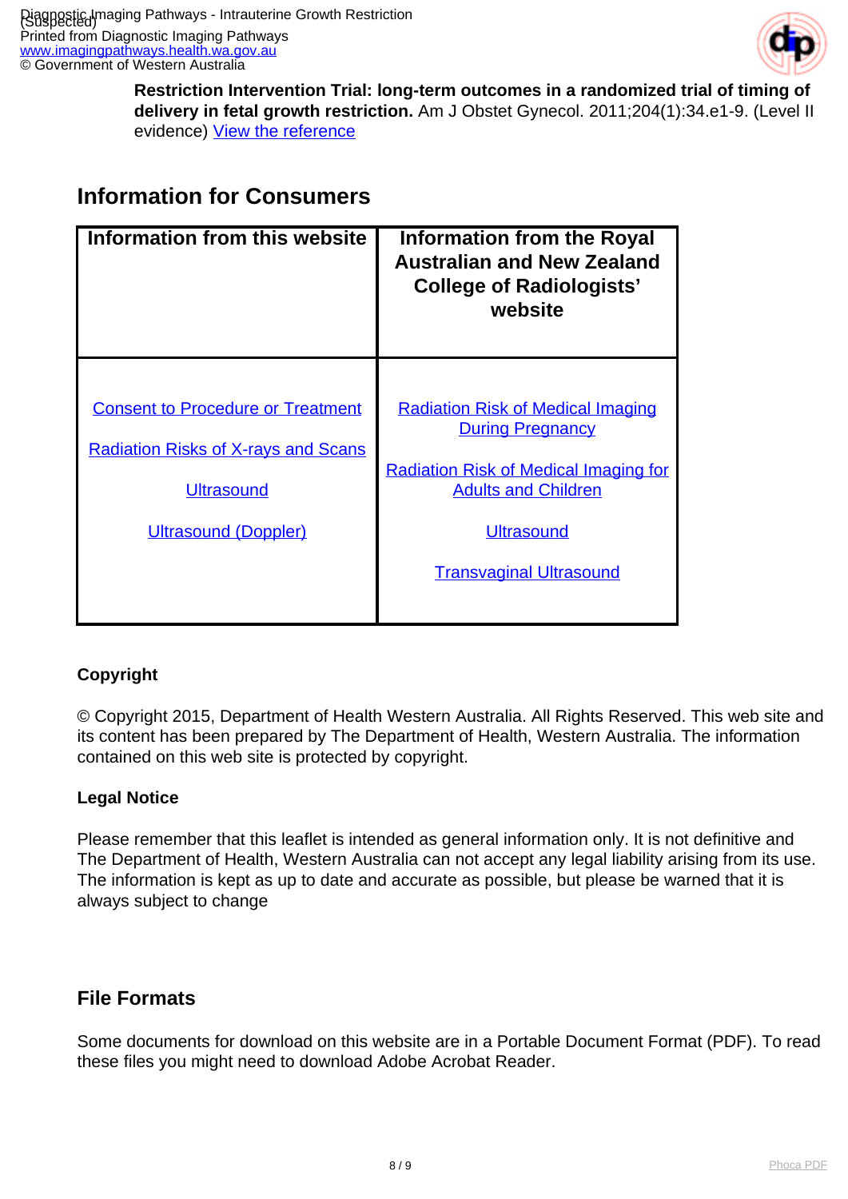**Restriction Intervention Trial: long-term outcomes in a randomized trial of timing of delivery in fetal growth restriction.** Am J Obstet Gynecol. 2011;204(1):34.e1-9. (Level II evidence) [View the reference]

## Information for Consumers

| Information from this website | Information from the Royal Australian and New Zealand College of Radiologists' website |
|---|---|
| [Consent to Procedure or Treatment]<br><br>[Radiation Risks of X-rays and Scans]<br><br>[Ultrasound]<br><br>[Ultrasound (Doppler)] | [Radiation Risk of Medical Imaging During Pregnancy]<br><br>[Radiation Risk of Medical Imaging for Adults and Children]<br><br>[Ultrasound]<br><br>[Transvaginal Ultrasound] |

#### Copyright

© Copyright 2015, Department of Health Western Australia. All Rights Reserved. This web site and its content has been prepared by The Department of Health, Western Australia. The information contained on this web site is protected by copyright.

#### Legal Notice

Please remember that this leaflet is intended as general information only. It is not definitive and The Department of Health, Western Australia can not accept any legal liability arising from its use. The information is kept as up to date and accurate as possible, but please be warned that it is always subject to change

### File Formats

Some documents for download on this website are in a Portable Document Format (PDF). To read these files you might need to download Adobe Acrobat Reader.